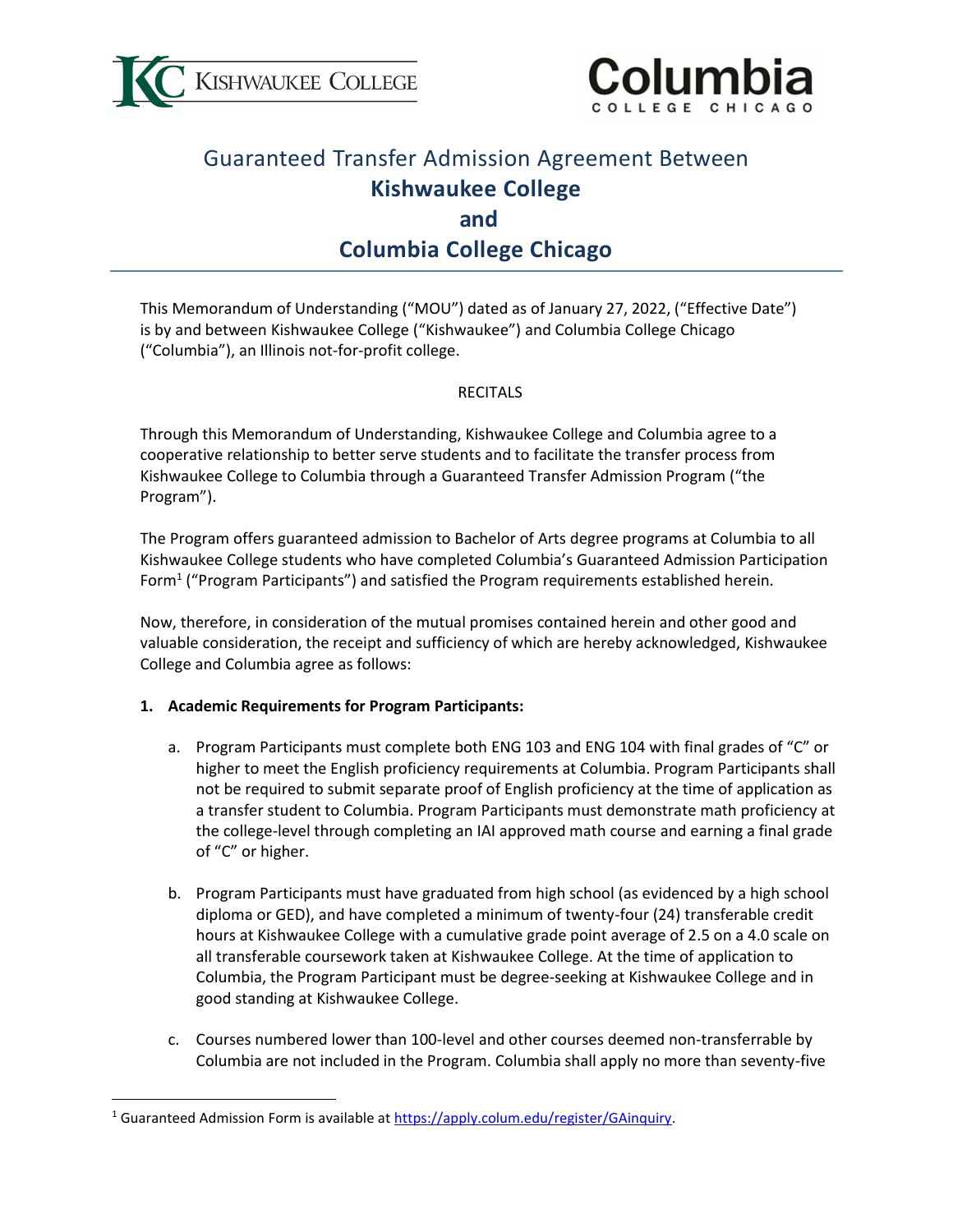# Guaranteed Transfer Admission Agreement Between
## Kishwaukee College
## and
## Columbia College Chicago

This Memorandum of Understanding ("MOU") dated as of January 27, 2022, ("Effective Date") is by and between Kishwaukee College ("Kishwaukee") and Columbia College Chicago ("Columbia"), an Illinois not-for-profit college.

RECITALS

Through this Memorandum of Understanding, Kishwaukee College and Columbia agree to a cooperative relationship to better serve students and to facilitate the transfer process from Kishwaukee College to Columbia through a Guaranteed Transfer Admission Program ("the Program").

The Program offers guaranteed admission to Bachelor of Arts degree programs at Columbia to all Kishwaukee College students who have completed Columbia's Guaranteed Admission Participation Form[1] ("Program Participants") and satisfied the Program requirements established herein.

Now, therefore, in consideration of the mutual promises contained herein and other good and valuable consideration, the receipt and sufficiency of which are hereby acknowledged, Kishwaukee College and Columbia agree as follows:

**1. Academic Requirements for Program Participants:**

a. Program Participants must complete both ENG 103 and ENG 104 with final grades of "C" or higher to meet the English proficiency requirements at Columbia. Program Participants shall not be required to submit separate proof of English proficiency at the time of application as a transfer student to Columbia. Program Participants must demonstrate math proficiency at the college-level through completing an IAI approved math course and earning a final grade of "C" or higher.

b. Program Participants must have graduated from high school (as evidenced by a high school diploma or GED), and have completed a minimum of twenty-four (24) transferable credit hours at Kishwaukee College with a cumulative grade point average of 2.5 on a 4.0 scale on all transferable coursework taken at Kishwaukee College. At the time of application to Columbia, the Program Participant must be degree-seeking at Kishwaukee College and in good standing at Kishwaukee College.

c. Courses numbered lower than 100-level and other courses deemed non-transferrable by Columbia are not included in the Program. Columbia shall apply no more than seventy-five

[1] Guaranteed Admission Form is available at https://apply.colum.edu/register/GAinquiry.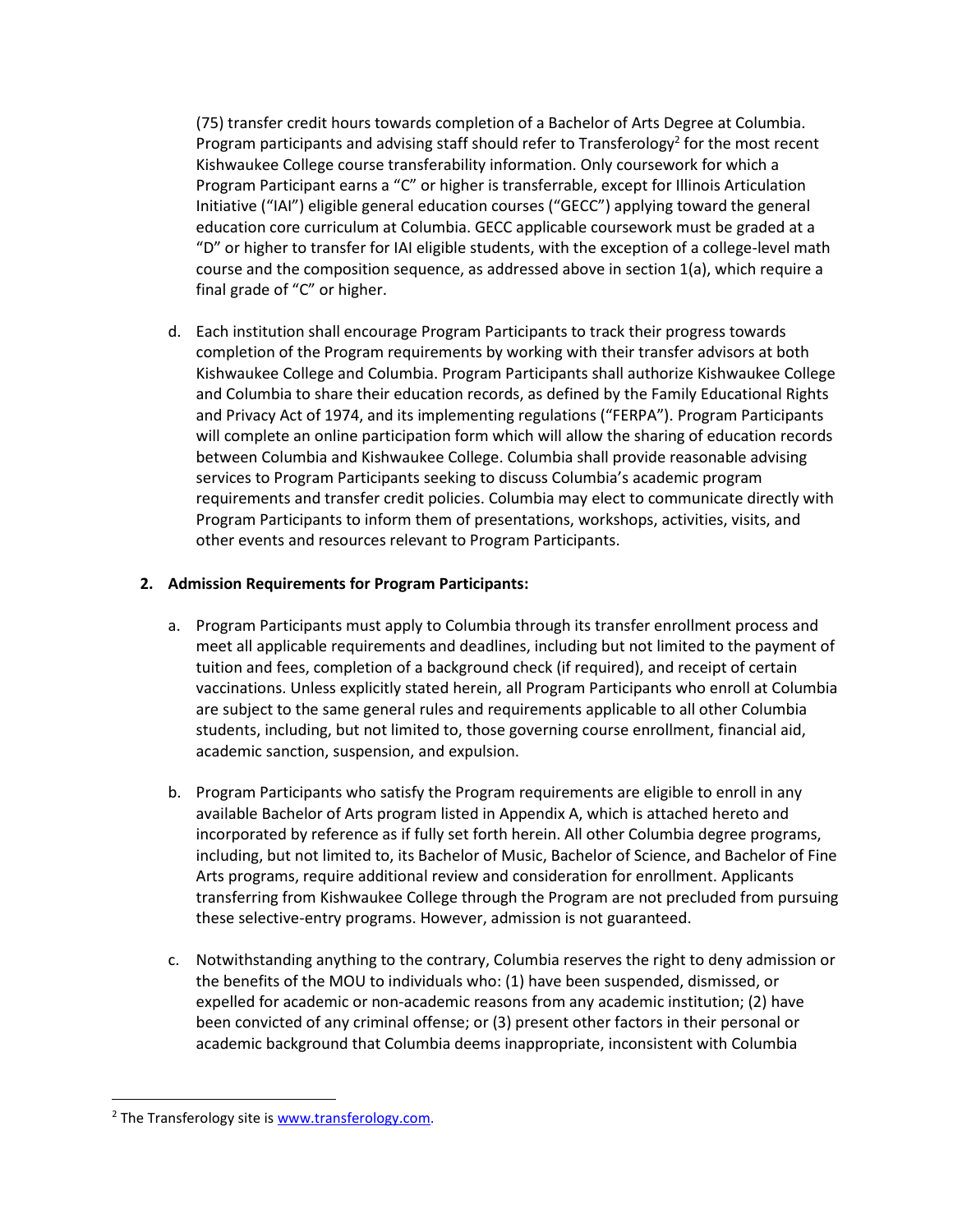(75) transfer credit hours towards completion of a Bachelor of Arts Degree at Columbia. Program participants and advising staff should refer to Transferology[2] for the most recent Kishwaukee College course transferability information. Only coursework for which a Program Participant earns a "C" or higher is transferrable, except for Illinois Articulation Initiative ("IAI") eligible general education courses ("GECC") applying toward the general education core curriculum at Columbia. GECC applicable coursework must be graded at a "D" or higher to transfer for IAI eligible students, with the exception of a college-level math course and the composition sequence, as addressed above in section 1(a), which require a final grade of "C" or higher.

d. Each institution shall encourage Program Participants to track their progress towards completion of the Program requirements by working with their transfer advisors at both Kishwaukee College and Columbia. Program Participants shall authorize Kishwaukee College and Columbia to share their education records, as defined by the Family Educational Rights and Privacy Act of 1974, and its implementing regulations ("FERPA"). Program Participants will complete an online participation form which will allow the sharing of education records between Columbia and Kishwaukee College. Columbia shall provide reasonable advising services to Program Participants seeking to discuss Columbia's academic program requirements and transfer credit policies. Columbia may elect to communicate directly with Program Participants to inform them of presentations, workshops, activities, visits, and other events and resources relevant to Program Participants.

**2. Admission Requirements for Program Participants:**

a. Program Participants must apply to Columbia through its transfer enrollment process and meet all applicable requirements and deadlines, including but not limited to the payment of tuition and fees, completion of a background check (if required), and receipt of certain vaccinations. Unless explicitly stated herein, all Program Participants who enroll at Columbia are subject to the same general rules and requirements applicable to all other Columbia students, including, but not limited to, those governing course enrollment, financial aid, academic sanction, suspension, and expulsion.

b. Program Participants who satisfy the Program requirements are eligible to enroll in any available Bachelor of Arts program listed in Appendix A, which is attached hereto and incorporated by reference as if fully set forth herein. All other Columbia degree programs, including, but not limited to, its Bachelor of Music, Bachelor of Science, and Bachelor of Fine Arts programs, require additional review and consideration for enrollment. Applicants transferring from Kishwaukee College through the Program are not precluded from pursuing these selective-entry programs. However, admission is not guaranteed.

c. Notwithstanding anything to the contrary, Columbia reserves the right to deny admission or the benefits of the MOU to individuals who: (1) have been suspended, dismissed, or expelled for academic or non-academic reasons from any academic institution; (2) have been convicted of any criminal offense; or (3) present other factors in their personal or academic background that Columbia deems inappropriate, inconsistent with Columbia

[2] The Transferology site is www.transferology.com.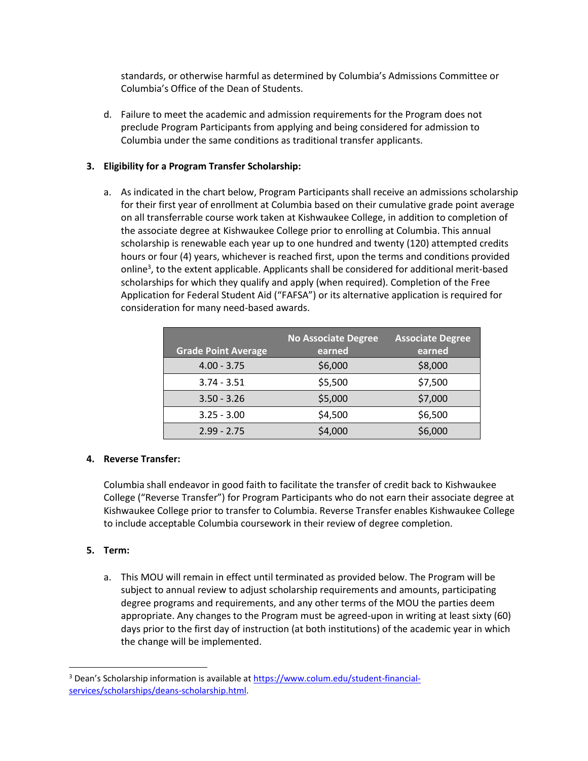standards, or otherwise harmful as determined by Columbia's Admissions Committee or Columbia's Office of the Dean of Students.

d. Failure to meet the academic and admission requirements for the Program does not preclude Program Participants from applying and being considered for admission to Columbia under the same conditions as traditional transfer applicants.

**3. Eligibility for a Program Transfer Scholarship:**

a. As indicated in the chart below, Program Participants shall receive an admissions scholarship for their first year of enrollment at Columbia based on their cumulative grade point average on all transferrable course work taken at Kishwaukee College, in addition to completion of the associate degree at Kishwaukee College prior to enrolling at Columbia. This annual scholarship is renewable each year up to one hundred and twenty (120) attempted credits hours or four (4) years, whichever is reached first, upon the terms and conditions provided online[3], to the extent applicable. Applicants shall be considered for additional merit-based scholarships for which they qualify and apply (when required). Completion of the Free Application for Federal Student Aid ("FAFSA") or its alternative application is required for consideration for many need-based awards.

| Grade Point Average | No Associate Degree earned | Associate Degree earned |
|---|---|---|
| 4.00 - 3.75 | $6,000 | $8,000 |
| 3.74 - 3.51 | $5,500 | $7,500 |
| 3.50 - 3.26 | $5,000 | $7,000 |
| 3.25 - 3.00 | $4,500 | $6,500 |
| 2.99 - 2.75 | $4,000 | $6,000 |

**4. Reverse Transfer:**

Columbia shall endeavor in good faith to facilitate the transfer of credit back to Kishwaukee College ("Reverse Transfer") for Program Participants who do not earn their associate degree at Kishwaukee College prior to transfer to Columbia. Reverse Transfer enables Kishwaukee College to include acceptable Columbia coursework in their review of degree completion.

**5. Term:**

a. This MOU will remain in effect until terminated as provided below. The Program will be subject to annual review to adjust scholarship requirements and amounts, participating degree programs and requirements, and any other terms of the MOU the parties deem appropriate. Any changes to the Program must be agreed-upon in writing at least sixty (60) days prior to the first day of instruction (at both institutions) of the academic year in which the change will be implemented.

---

[3] Dean's Scholarship information is available at https://www.colum.edu/student-financial-services/scholarships/deans-scholarship.html.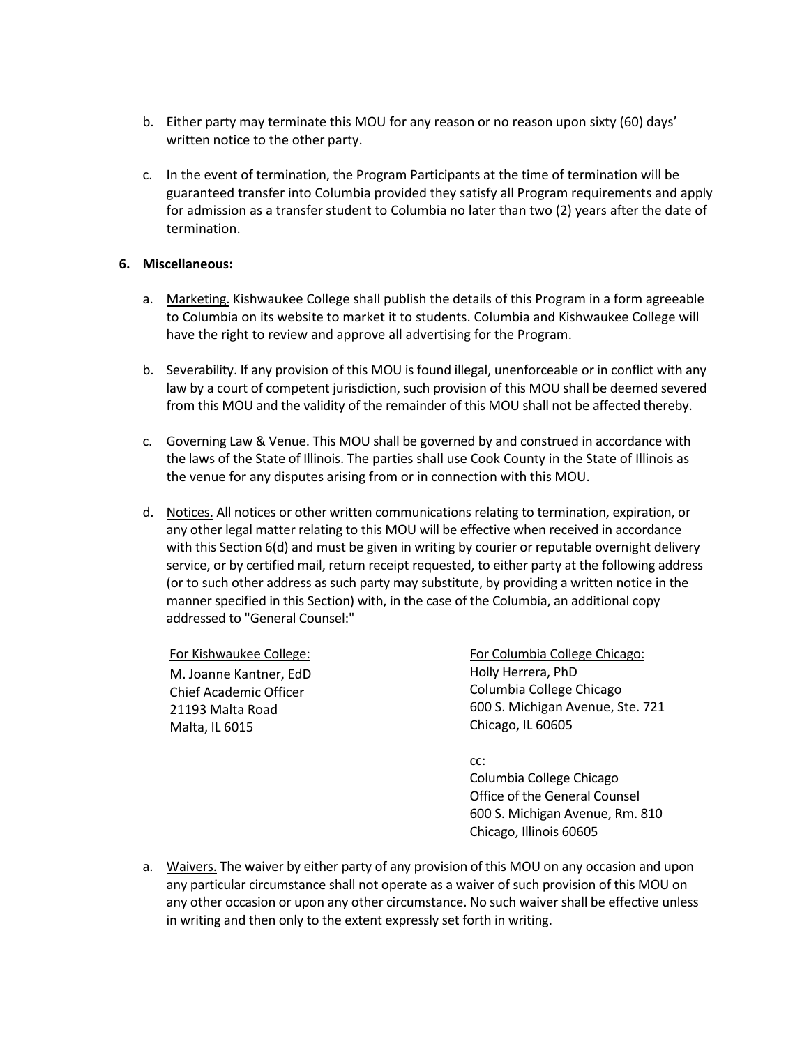b. Either party may terminate this MOU for any reason or no reason upon sixty (60) days' written notice to the other party.

c. In the event of termination, the Program Participants at the time of termination will be guaranteed transfer into Columbia provided they satisfy all Program requirements and apply for admission as a transfer student to Columbia no later than two (2) years after the date of termination.

**6. Miscellaneous:**

a. <u>Marketing.</u> Kishwaukee College shall publish the details of this Program in a form agreeable to Columbia on its website to market it to students. Columbia and Kishwaukee College will have the right to review and approve all advertising for the Program.

b. <u>Severability.</u> If any provision of this MOU is found illegal, unenforceable or in conflict with any law by a court of competent jurisdiction, such provision of this MOU shall be deemed severed from this MOU and the validity of the remainder of this MOU shall not be affected thereby.

c. <u>Governing Law & Venue.</u> This MOU shall be governed by and construed in accordance with the laws of the State of Illinois. The parties shall use Cook County in the State of Illinois as the venue for any disputes arising from or in connection with this MOU.

d. <u>Notices.</u> All notices or other written communications relating to termination, expiration, or any other legal matter relating to this MOU will be effective when received in accordance with this Section 6(d) and must be given in writing by courier or reputable overnight delivery service, or by certified mail, return receipt requested, to either party at the following address (or to such other address as such party may substitute, by providing a written notice in the manner specified in this Section) with, in the case of the Columbia, an additional copy addressed to "General Counsel:"

<u>For Kishwaukee College:</u>
M. Joanne Kantner, EdD
Chief Academic Officer
21193 Malta Road
Malta, IL 6015

<u>For Columbia College Chicago:</u>
Holly Herrera, PhD
Columbia College Chicago
600 S. Michigan Avenue, Ste. 721
Chicago, IL 60605

cc:
Columbia College Chicago
Office of the General Counsel
600 S. Michigan Avenue, Rm. 810
Chicago, Illinois 60605

a. <u>Waivers.</u> The waiver by either party of any provision of this MOU on any occasion and upon any particular circumstance shall not operate as a waiver of such provision of this MOU on any other occasion or upon any other circumstance. No such waiver shall be effective unless in writing and then only to the extent expressly set forth in writing.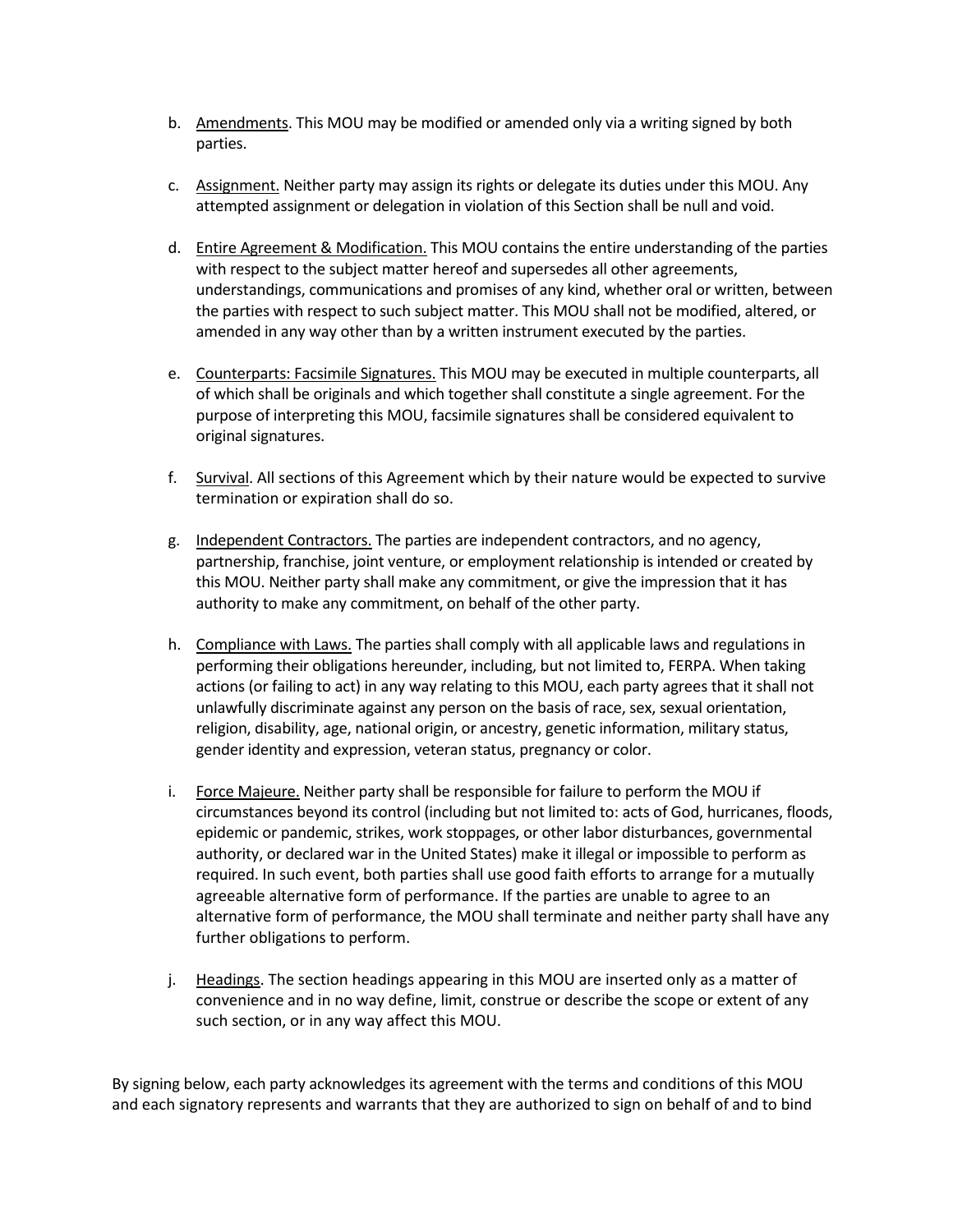b. Amendments. This MOU may be modified or amended only via a writing signed by both parties.

c. Assignment. Neither party may assign its rights or delegate its duties under this MOU. Any attempted assignment or delegation in violation of this Section shall be null and void.

d. Entire Agreement & Modification. This MOU contains the entire understanding of the parties with respect to the subject matter hereof and supersedes all other agreements, understandings, communications and promises of any kind, whether oral or written, between the parties with respect to such subject matter. This MOU shall not be modified, altered, or amended in any way other than by a written instrument executed by the parties.

e. Counterparts: Facsimile Signatures. This MOU may be executed in multiple counterparts, all of which shall be originals and which together shall constitute a single agreement. For the purpose of interpreting this MOU, facsimile signatures shall be considered equivalent to original signatures.

f. Survival. All sections of this Agreement which by their nature would be expected to survive termination or expiration shall do so.

g. Independent Contractors. The parties are independent contractors, and no agency, partnership, franchise, joint venture, or employment relationship is intended or created by this MOU. Neither party shall make any commitment, or give the impression that it has authority to make any commitment, on behalf of the other party.

h. Compliance with Laws. The parties shall comply with all applicable laws and regulations in performing their obligations hereunder, including, but not limited to, FERPA. When taking actions (or failing to act) in any way relating to this MOU, each party agrees that it shall not unlawfully discriminate against any person on the basis of race, sex, sexual orientation, religion, disability, age, national origin, or ancestry, genetic information, military status, gender identity and expression, veteran status, pregnancy or color.

i. Force Majeure. Neither party shall be responsible for failure to perform the MOU if circumstances beyond its control (including but not limited to: acts of God, hurricanes, floods, epidemic or pandemic, strikes, work stoppages, or other labor disturbances, governmental authority, or declared war in the United States) make it illegal or impossible to perform as required. In such event, both parties shall use good faith efforts to arrange for a mutually agreeable alternative form of performance. If the parties are unable to agree to an alternative form of performance, the MOU shall terminate and neither party shall have any further obligations to perform.

j. Headings. The section headings appearing in this MOU are inserted only as a matter of convenience and in no way define, limit, construe or describe the scope or extent of any such section, or in any way affect this MOU.

By signing below, each party acknowledges its agreement with the terms and conditions of this MOU and each signatory represents and warrants that they are authorized to sign on behalf of and to bind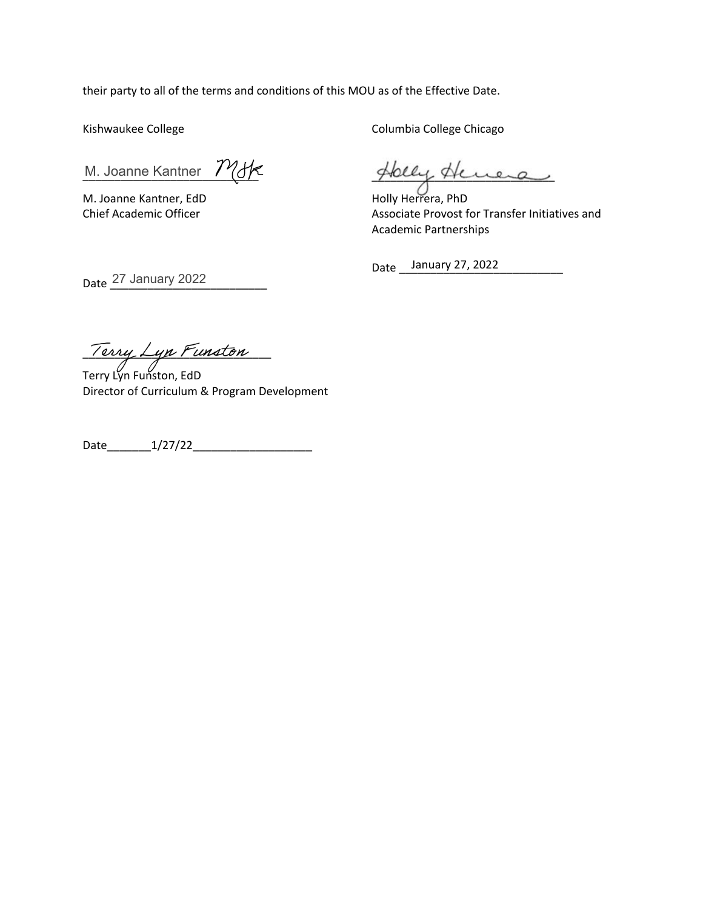their party to all of the terms and conditions of this MOU as of the Effective Date.

Kishwaukee College

M. Joanne Kantner MJK

M. Joanne Kantner, EdD
Chief Academic Officer

Date 27 January 2022

Terry Lyn Funston

Terry Lyn Funston, EdD
Director of Curriculum & Program Development

Date 1/27/22

Columbia College Chicago

Holly Herrera

Holly Herrera, PhD
Associate Provost for Transfer Initiatives and Academic Partnerships

Date January 27, 2022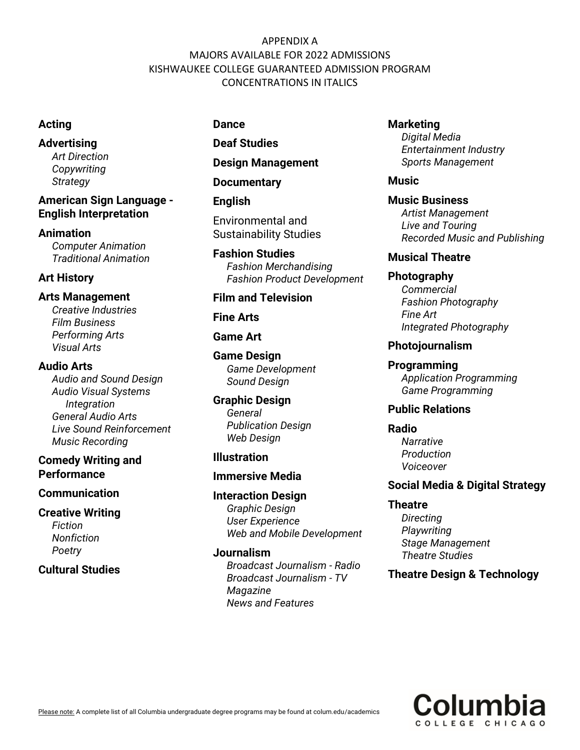# APPENDIX A
## MAJORS AVAILABLE FOR 2022 ADMISSIONS
## KISHWAUKEE COLLEGE GUARANTEED ADMISSION PROGRAM
## CONCENTRATIONS IN ITALICS

**Acting**

**Advertising**
- *Art Direction*
- *Copywriting*
- *Strategy*

**American Sign Language - English Interpretation**

**Animation**
- *Computer Animation*
- *Traditional Animation*

**Art History**

**Arts Management**
- *Creative Industries*
- *Film Business*
- *Performing Arts*
- *Visual Arts*

**Audio Arts**
- *Audio and Sound Design*
- *Audio Visual Systems Integration*
- *General Audio Arts*
- *Live Sound Reinforcement*
- *Music Recording*

**Comedy Writing and Performance**

**Communication**

**Creative Writing**
- *Fiction*
- *Nonfiction*
- *Poetry*

**Cultural Studies**

**Dance**

**Deaf Studies**

**Design Management**

**Documentary**

**English**

Environmental and Sustainability Studies

**Fashion Studies**
- *Fashion Merchandising*
- *Fashion Product Development*

**Film and Television**

**Fine Arts**

**Game Art**

**Game Design**
- *Game Development*
- *Sound Design*

**Graphic Design**
- *General*
- *Publication Design*
- *Web Design*

**Illustration**

**Immersive Media**

**Interaction Design**
- *Graphic Design*
- *User Experience*
- *Web and Mobile Development*

**Journalism**
- *Broadcast Journalism - Radio*
- *Broadcast Journalism - TV*
- *Magazine*
- *News and Features*

**Marketing**
- *Digital Media*
- *Entertainment Industry*
- *Sports Management*

**Music**

**Music Business**
- *Artist Management*
- *Live and Touring*
- *Recorded Music and Publishing*

**Musical Theatre**

**Photography**
- *Commercial*
- *Fashion Photography*
- *Fine Art*
- *Integrated Photography*

**Photojournalism**

**Programming**
- *Application Programming*
- *Game Programming*

**Public Relations**

**Radio**
- *Narrative*
- *Production*
- *Voiceover*

**Social Media & Digital Strategy**

**Theatre**
- *Directing*
- *Playwriting*
- *Stage Management*
- *Theatre Studies*

**Theatre Design & Technology**

Please note: A complete list of all Columbia undergraduate degree programs may be found at colum.edu/academics

Columbia COLLEGE CHICAGO